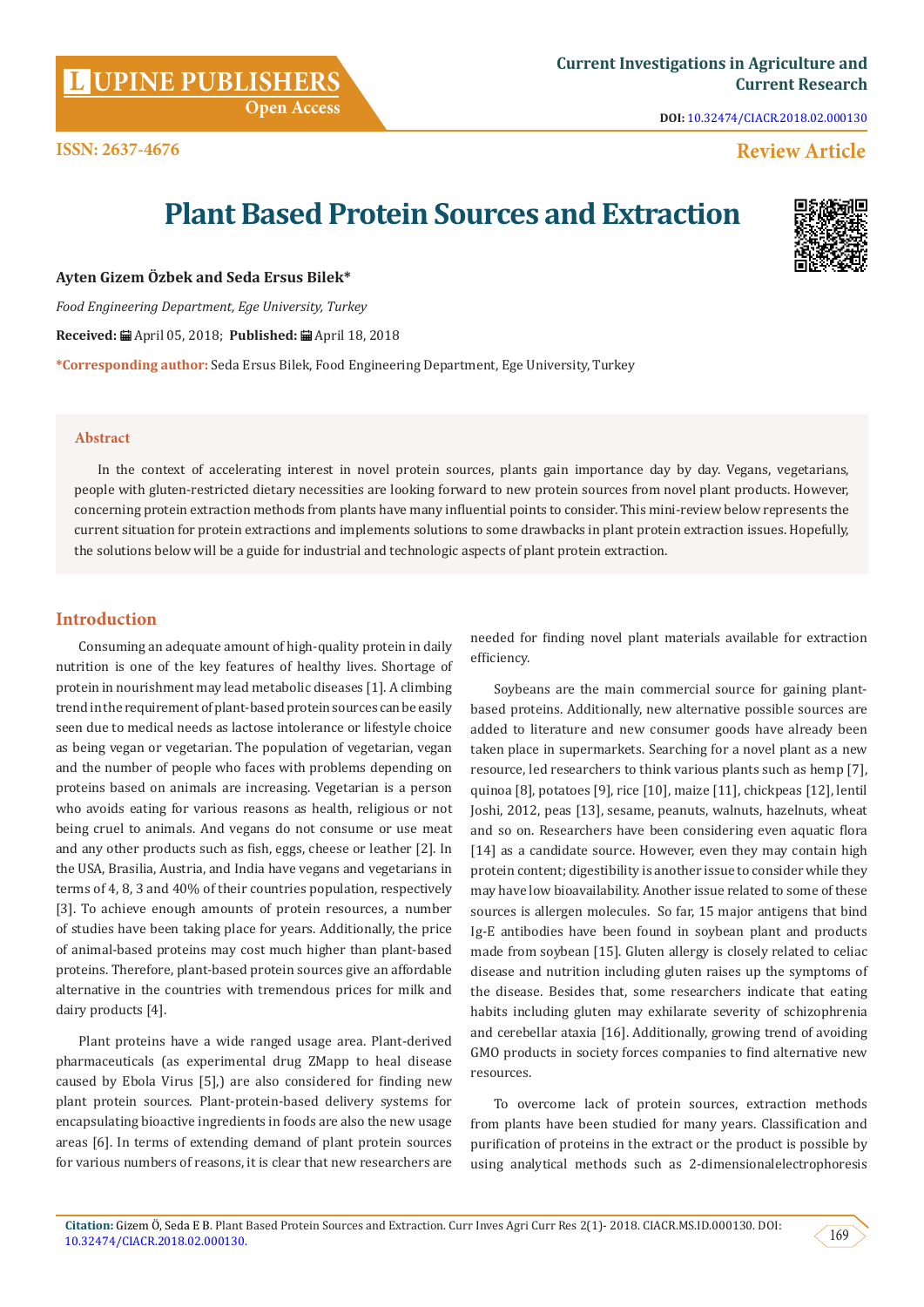# Plant Based Protein Sources and Extraction

**Ayten Gizem Özbek and Seda Ersus Bilek***

*Food Engineering Department, Ege University, Turkey*

**Received:** April 05, 2018; **Published:** April 18, 2018

***Corresponding author:** Seda Ersus Bilek, Food Engineering Department, Ege University, Turkey

## Abstract

In the context of accelerating interest in novel protein sources, plants gain importance day by day. Vegans, vegetarians, people with gluten-restricted dietary necessities are looking forward to new protein sources from novel plant products. However, concerning protein extraction methods from plants have many influential points to consider. This mini-review below represents the current situation for protein extractions and implements solutions to some drawbacks in plant protein extraction issues. Hopefully, the solutions below will be a guide for industrial and technologic aspects of plant protein extraction.

## Introduction

Consuming an adequate amount of high-quality protein in daily nutrition is one of the key features of healthy lives. Shortage of protein in nourishment may lead metabolic diseases [1]. A climbing trend in the requirement of plant-based protein sources can be easily seen due to medical needs as lactose intolerance or lifestyle choice as being vegan or vegetarian. The population of vegetarian, vegan and the number of people who faces with problems depending on proteins based on animals are increasing. Vegetarian is a person who avoids eating for various reasons as health, religious or not being cruel to animals. And vegans do not consume or use meat and any other products such as fish, eggs, cheese or leather [2]. In the USA, Brasilia, Austria, and India have vegans and vegetarians in terms of 4, 8, 3 and 40% of their countries population, respectively [3]. To achieve enough amounts of protein resources, a number of studies have been taking place for years. Additionally, the price of animal-based proteins may cost much higher than plant-based proteins. Therefore, plant-based protein sources give an affordable alternative in the countries with tremendous prices for milk and dairy products [4].

Plant proteins have a wide ranged usage area. Plant-derived pharmaceuticals (as experimental drug ZMapp to heal disease caused by Ebola Virus [5],) are also considered for finding new plant protein sources. Plant-protein-based delivery systems for encapsulating bioactive ingredients in foods are also the new usage areas [6]. In terms of extending demand of plant protein sources for various numbers of reasons, it is clear that new researchers are needed for finding novel plant materials available for extraction efficiency.

Soybeans are the main commercial source for gaining plant-based proteins. Additionally, new alternative possible sources are added to literature and new consumer goods have already been taken place in supermarkets. Searching for a novel plant as a new resource, led researchers to think various plants such as hemp [7], quinoa [8], potatoes [9], rice [10], maize [11], chickpeas [12], lentil Joshi, 2012, peas [13], sesame, peanuts, walnuts, hazelnuts, wheat and so on. Researchers have been considering even aquatic flora [14] as a candidate source. However, even they may contain high protein content; digestibility is another issue to consider while they may have low bioavailability. Another issue related to some of these sources is allergen molecules. So far, 15 major antigens that bind Ig-E antibodies have been found in soybean plant and products made from soybean [15]. Gluten allergy is closely related to celiac disease and nutrition including gluten raises up the symptoms of the disease. Besides that, some researchers indicate that eating habits including gluten may exhilarate severity of schizophrenia and cerebellar ataxia [16]. Additionally, growing trend of avoiding GMO products in society forces companies to find alternative new resources.

To overcome lack of protein sources, extraction methods from plants have been studied for many years. Classification and purification of proteins in the extract or the product is possible by using analytical methods such as 2-dimensionalelectrophoresis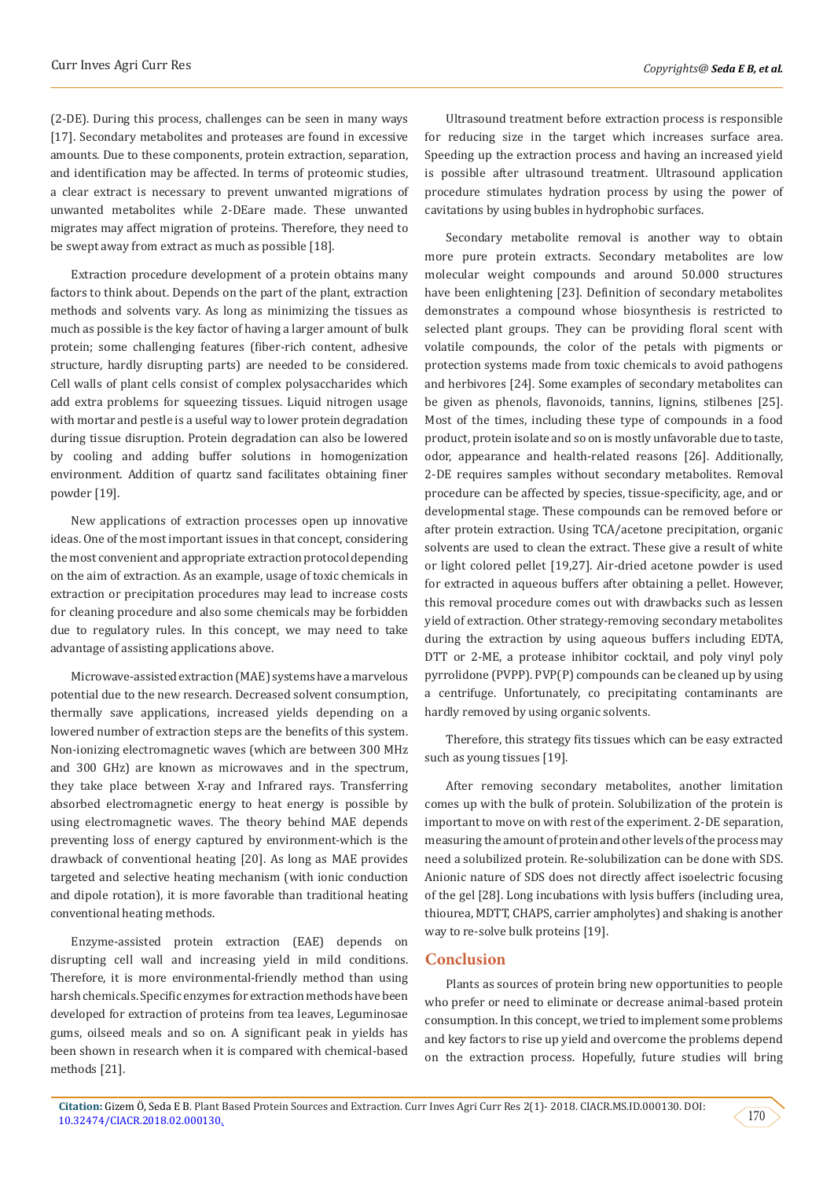(2-DE). During this process, challenges can be seen in many ways [17]. Secondary metabolites and proteases are found in excessive amounts. Due to these components, protein extraction, separation, and identification may be affected. In terms of proteomic studies, a clear extract is necessary to prevent unwanted migrations of unwanted metabolites while 2-DEare made. These unwanted migrates may affect migration of proteins. Therefore, they need to be swept away from extract as much as possible [18].

Extraction procedure development of a protein obtains many factors to think about. Depends on the part of the plant, extraction methods and solvents vary. As long as minimizing the tissues as much as possible is the key factor of having a larger amount of bulk protein; some challenging features (fiber-rich content, adhesive structure, hardly disrupting parts) are needed to be considered. Cell walls of plant cells consist of complex polysaccharides which add extra problems for squeezing tissues. Liquid nitrogen usage with mortar and pestle is a useful way to lower protein degradation during tissue disruption. Protein degradation can also be lowered by cooling and adding buffer solutions in homogenization environment. Addition of quartz sand facilitates obtaining finer powder [19].

New applications of extraction processes open up innovative ideas. One of the most important issues in that concept, considering the most convenient and appropriate extraction protocol depending on the aim of extraction. As an example, usage of toxic chemicals in extraction or precipitation procedures may lead to increase costs for cleaning procedure and also some chemicals may be forbidden due to regulatory rules. In this concept, we may need to take advantage of assisting applications above.

Microwave-assisted extraction (MAE) systems have a marvelous potential due to the new research. Decreased solvent consumption, thermally save applications, increased yields depending on a lowered number of extraction steps are the benefits of this system. Non-ionizing electromagnetic waves (which are between 300 MHz and 300 GHz) are known as microwaves and in the spectrum, they take place between X-ray and Infrared rays. Transferring absorbed electromagnetic energy to heat energy is possible by using electromagnetic waves. The theory behind MAE depends preventing loss of energy captured by environment-which is the drawback of conventional heating [20]. As long as MAE provides targeted and selective heating mechanism (with ionic conduction and dipole rotation), it is more favorable than traditional heating conventional heating methods.

Enzyme-assisted protein extraction (EAE) depends on disrupting cell wall and increasing yield in mild conditions. Therefore, it is more environmental-friendly method than using harsh chemicals. Specific enzymes for extraction methods have been developed for extraction of proteins from tea leaves, Leguminosae gums, oilseed meals and so on. A significant peak in yields has been shown in research when it is compared with chemical-based methods [21].

Ultrasound treatment before extraction process is responsible for reducing size in the target which increases surface area. Speeding up the extraction process and having an increased yield is possible after ultrasound treatment. Ultrasound application procedure stimulates hydration process by using the power of cavitations by using bubles in hydrophobic surfaces.

Secondary metabolite removal is another way to obtain more pure protein extracts. Secondary metabolites are low molecular weight compounds and around 50.000 structures have been enlightening [23]. Definition of secondary metabolites demonstrates a compound whose biosynthesis is restricted to selected plant groups. They can be providing floral scent with volatile compounds, the color of the petals with pigments or protection systems made from toxic chemicals to avoid pathogens and herbivores [24]. Some examples of secondary metabolites can be given as phenols, flavonoids, tannins, lignins, stilbenes [25]. Most of the times, including these type of compounds in a food product, protein isolate and so on is mostly unfavorable due to taste, odor, appearance and health-related reasons [26]. Additionally, 2-DE requires samples without secondary metabolites. Removal procedure can be affected by species, tissue-specificity, age, and or developmental stage. These compounds can be removed before or after protein extraction. Using TCA/acetone precipitation, organic solvents are used to clean the extract. These give a result of white or light colored pellet [19,27]. Air-dried acetone powder is used for extracted in aqueous buffers after obtaining a pellet. However, this removal procedure comes out with drawbacks such as lessen yield of extraction. Other strategy-removing secondary metabolites during the extraction by using aqueous buffers including EDTA, DTT or 2-ME, a protease inhibitor cocktail, and poly vinyl poly pyrrolidone (PVPP). PVP(P) compounds can be cleaned up by using a centrifuge. Unfortunately, co precipitating contaminants are hardly removed by using organic solvents.

Therefore, this strategy fits tissues which can be easy extracted such as young tissues [19].

After removing secondary metabolites, another limitation comes up with the bulk of protein. Solubilization of the protein is important to move on with rest of the experiment. 2-DE separation, measuring the amount of protein and other levels of the process may need a solubilized protein. Re-solubilization can be done with SDS. Anionic nature of SDS does not directly affect isoelectric focusing of the gel [28]. Long incubations with lysis buffers (including urea, thiourea, MDTT, CHAPS, carrier ampholytes) and shaking is another way to re-solve bulk proteins [19].

## Conclusion

Plants as sources of protein bring new opportunities to people who prefer or need to eliminate or decrease animal-based protein consumption. In this concept, we tried to implement some problems and key factors to rise up yield and overcome the problems depend on the extraction process. Hopefully, future studies will bring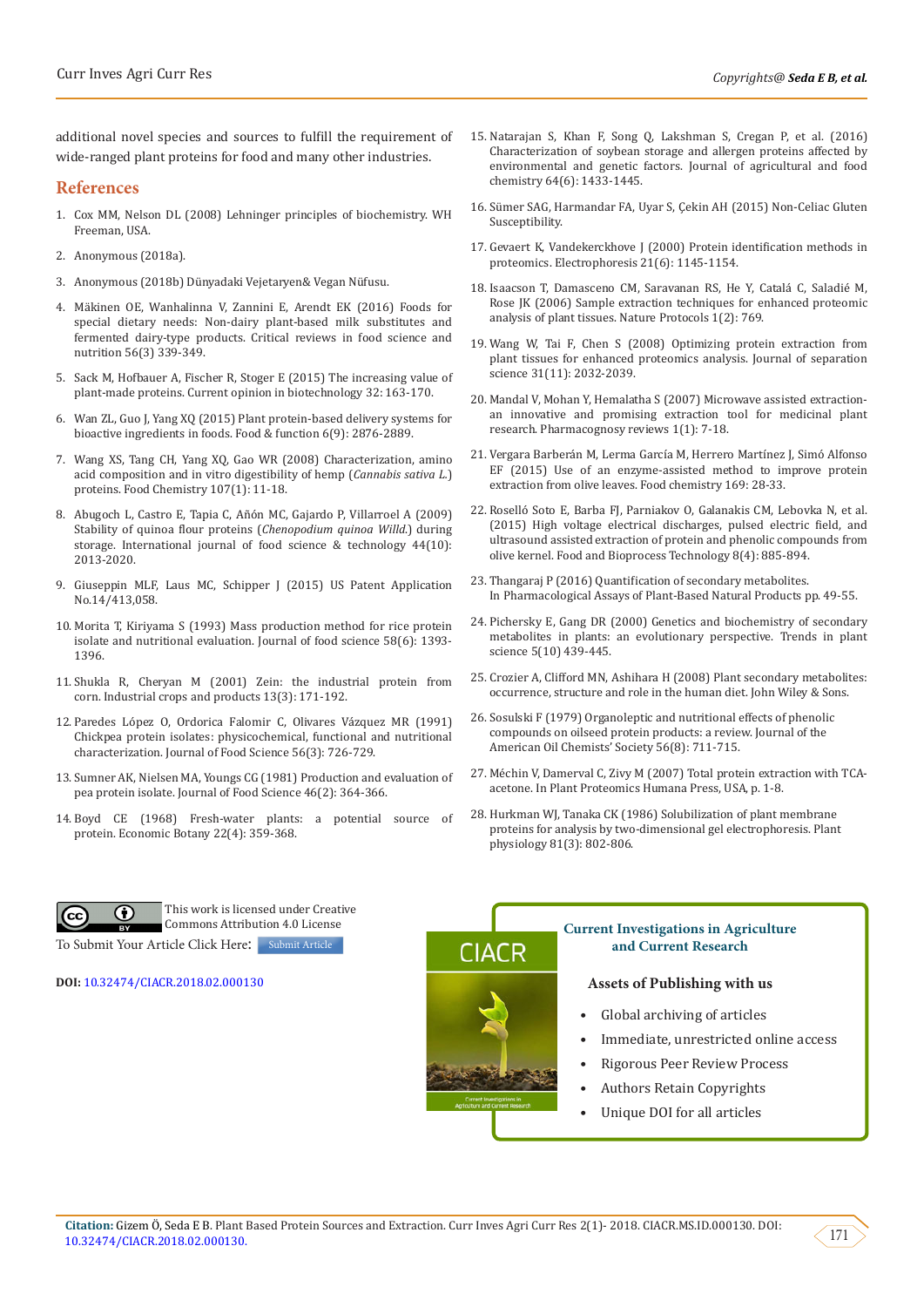additional novel species and sources to fulfill the requirement of wide-ranged plant proteins for food and many other industries.

## References

1. Cox MM, Nelson DL (2008) Lehninger principles of biochemistry. WH Freeman, USA.
2. Anonymous (2018a).
3. Anonymous (2018b) Dünyadaki Vejetaryen& Vegan Nüfusu.
4. Mäkinen OE, Wanhalinna V, Zannini E, Arendt EK (2016) Foods for special dietary needs: Non-dairy plant-based milk substitutes and fermented dairy-type products. Critical reviews in food science and nutrition 56(3) 339-349.
5. Sack M, Hofbauer A, Fischer R, Stoger E (2015) The increasing value of plant-made proteins. Current opinion in biotechnology 32: 163-170.
6. Wan ZL, Guo J, Yang XQ (2015) Plant protein-based delivery systems for bioactive ingredients in foods. Food & function 6(9): 2876-2889.
7. Wang XS, Tang CH, Yang XQ, Gao WR (2008) Characterization, amino acid composition and in vitro digestibility of hemp (*Cannabis sativa L.*) proteins. Food Chemistry 107(1): 11-18.
8. Abugoch L, Castro E, Tapia C, Añón MC, Gajardo P, Villarroel A (2009) Stability of quinoa flour proteins (*Chenopodium quinoa Willd.*) during storage. International journal of food science & technology 44(10): 2013-2020.
9. Giuseppin MLF, Laus MC, Schipper J (2015) US Patent Application No.14/413,058.
10. Morita T, Kiriyama S (1993) Mass production method for rice protein isolate and nutritional evaluation. Journal of food science 58(6): 1393-1396.
11. Shukla R, Cheryan M (2001) Zein: the industrial protein from corn. Industrial crops and products 13(3): 171-192.
12. Paredes López O, Ordorica Falomir C, Olivares Vázquez MR (1991) Chickpea protein isolates: physicochemical, functional and nutritional characterization. Journal of Food Science 56(3): 726-729.
13. Sumner AK, Nielsen MA, Youngs CG (1981) Production and evaluation of pea protein isolate. Journal of Food Science 46(2): 364-366.
14. Boyd CE (1968) Fresh-water plants: a potential source of protein. Economic Botany 22(4): 359-368.
15. Natarajan S, Khan F, Song Q, Lakshman S, Cregan P, et al. (2016) Characterization of soybean storage and allergen proteins affected by environmental and genetic factors. Journal of agricultural and food chemistry 64(6): 1433-1445.
16. Sümer SAG, Harmandar FA, Uyar S, Çekin AH (2015) Non-Celiac Gluten Susceptibility.
17. Gevaert K, Vandekerckhove J (2000) Protein identification methods in proteomics. Electrophoresis 21(6): 1145-1154.
18. Isaacson T, Damasceno CM, Saravanan RS, He Y, Catalá C, Saladié M, Rose JK (2006) Sample extraction techniques for enhanced proteomic analysis of plant tissues. Nature Protocols 1(2): 769.
19. Wang W, Tai F, Chen S (2008) Optimizing protein extraction from plant tissues for enhanced proteomics analysis. Journal of separation science 31(11): 2032-2039.
20. Mandal V, Mohan Y, Hemalatha S (2007) Microwave assisted extraction-an innovative and promising extraction tool for medicinal plant research. Pharmacognosy reviews 1(1): 7-18.
21. Vergara Barberán M, Lerma García M, Herrero Martínez J, Simó Alfonso EF (2015) Use of an enzyme-assisted method to improve protein extraction from olive leaves. Food chemistry 169: 28-33.
22. Roselló Soto E, Barba FJ, Parniakov O, Galanakis CM, Lebovka N, et al. (2015) High voltage electrical discharges, pulsed electric field, and ultrasound assisted extraction of protein and phenolic compounds from olive kernel. Food and Bioprocess Technology 8(4): 885-894.
23. Thangaraj P (2016) Quantification of secondary metabolites. In Pharmacological Assays of Plant-Based Natural Products pp. 49-55.
24. Pichersky E, Gang DR (2000) Genetics and biochemistry of secondary metabolites in plants: an evolutionary perspective. Trends in plant science 5(10) 439-445.
25. Crozier A, Clifford MN, Ashihara H (2008) Plant secondary metabolites: occurrence, structure and role in the human diet. John Wiley & Sons.
26. Sosulski F (1979) Organoleptic and nutritional effects of phenolic compounds on oilseed protein products: a review. Journal of the American Oil Chemists' Society 56(8): 711-715.
27. Méchin V, Damerval C, Zivy M (2007) Total protein extraction with TCA-acetone. In Plant Proteomics Humana Press, USA, p. 1-8.
28. Hurkman WJ, Tanaka CK (1986) Solubilization of plant membrane proteins for analysis by two-dimensional gel electrophoresis. Plant physiology 81(3): 802-806.

This work is licensed under Creative Commons Attribution 4.0 License

To Submit Your Article Click Here: Submit Article

**DOI:** 10.32474/CIACR.2018.02.000130

**Current Investigations in Agriculture and Current Research**

**Assets of Publishing with us**

- Global archiving of articles
- Immediate, unrestricted online access
- Rigorous Peer Review Process
- Authors Retain Copyrights
- Unique DOI for all articles

**Citation:** Gizem Ö, Seda E B. Plant Based Protein Sources and Extraction. Curr Inves Agri Curr Res 2(1)- 2018. CIACR.MS.ID.000130. DOI: 10.32474/CIACR.2018.02.000130.